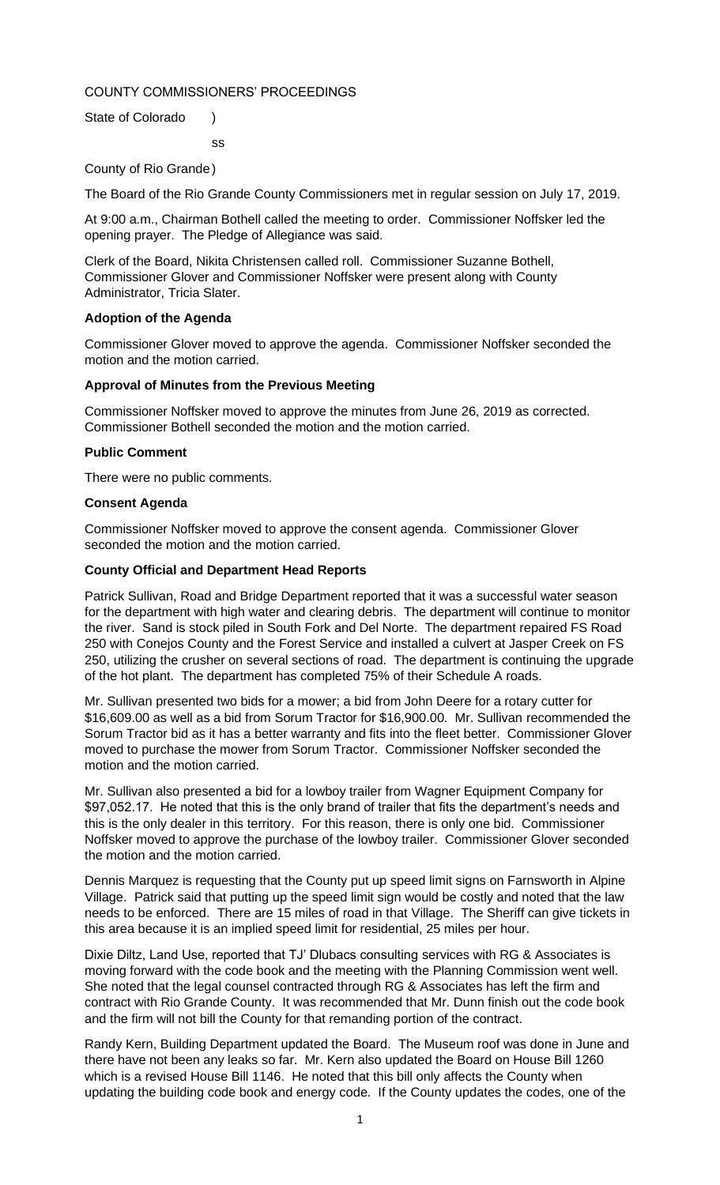COUNTY COMMISSIONERS' PROCEEDINGS

State of Colorado )

ss

County of Rio Grande)

The Board of the Rio Grande County Commissioners met in regular session on July 17, 2019.

At 9:00 a.m., Chairman Bothell called the meeting to order. Commissioner Noffsker led the opening prayer. The Pledge of Allegiance was said.

Clerk of the Board, Nikita Christensen called roll. Commissioner Suzanne Bothell, Commissioner Glover and Commissioner Noffsker were present along with County Administrator, Tricia Slater.

**Adoption of the Agenda**

Commissioner Glover moved to approve the agenda. Commissioner Noffsker seconded the motion and the motion carried.

**Approval of Minutes from the Previous Meeting**

Commissioner Noffsker moved to approve the minutes from June 26, 2019 as corrected. Commissioner Bothell seconded the motion and the motion carried.

**Public Comment**

There were no public comments.

**Consent Agenda**

Commissioner Noffsker moved to approve the consent agenda. Commissioner Glover seconded the motion and the motion carried.

**County Official and Department Head Reports**

Patrick Sullivan, Road and Bridge Department reported that it was a successful water season for the department with high water and clearing debris. The department will continue to monitor the river. Sand is stock piled in South Fork and Del Norte. The department repaired FS Road 250 with Conejos County and the Forest Service and installed a culvert at Jasper Creek on FS 250, utilizing the crusher on several sections of road. The department is continuing the upgrade of the hot plant. The department has completed 75% of their Schedule A roads.

Mr. Sullivan presented two bids for a mower; a bid from John Deere for a rotary cutter for $16,609.00 as well as a bid from Sorum Tractor for $16,900.00. Mr. Sullivan recommended the Sorum Tractor bid as it has a better warranty and fits into the fleet better. Commissioner Glover moved to purchase the mower from Sorum Tractor. Commissioner Noffsker seconded the motion and the motion carried.

Mr. Sullivan also presented a bid for a lowboy trailer from Wagner Equipment Company for $97,052.17. He noted that this is the only brand of trailer that fits the department's needs and this is the only dealer in this territory. For this reason, there is only one bid. Commissioner Noffsker moved to approve the purchase of the lowboy trailer. Commissioner Glover seconded the motion and the motion carried.

Dennis Marquez is requesting that the County put up speed limit signs on Farnsworth in Alpine Village. Patrick said that putting up the speed limit sign would be costly and noted that the law needs to be enforced. There are 15 miles of road in that Village. The Sheriff can give tickets in this area because it is an implied speed limit for residential, 25 miles per hour.

Dixie Diltz, Land Use, reported that TJ' Dlubacs consulting services with RG & Associates is moving forward with the code book and the meeting with the Planning Commission went well. She noted that the legal counsel contracted through RG & Associates has left the firm and contract with Rio Grande County. It was recommended that Mr. Dunn finish out the code book and the firm will not bill the County for that remanding portion of the contract.

Randy Kern, Building Department updated the Board. The Museum roof was done in June and there have not been any leaks so far. Mr. Kern also updated the Board on House Bill 1260 which is a revised House Bill 1146. He noted that this bill only affects the County when updating the building code book and energy code. If the County updates the codes, one of the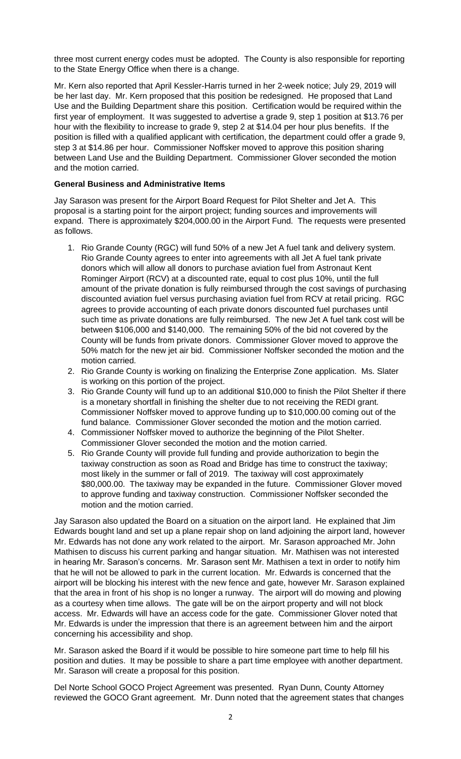three most current energy codes must be adopted. The County is also responsible for reporting to the State Energy Office when there is a change.

Mr. Kern also reported that April Kessler-Harris turned in her 2-week notice; July 29, 2019 will be her last day. Mr. Kern proposed that this position be redesigned. He proposed that Land Use and the Building Department share this position. Certification would be required within the first year of employment. It was suggested to advertise a grade 9, step 1 position at $13.76 per hour with the flexibility to increase to grade 9, step 2 at $14.04 per hour plus benefits. If the position is filled with a qualified applicant with certification, the department could offer a grade 9, step 3 at $14.86 per hour. Commissioner Noffsker moved to approve this position sharing between Land Use and the Building Department. Commissioner Glover seconded the motion and the motion carried.

**General Business and Administrative Items**

Jay Sarason was present for the Airport Board Request for Pilot Shelter and Jet A. This proposal is a starting point for the airport project; funding sources and improvements will expand. There is approximately $204,000.00 in the Airport Fund. The requests were presented as follows.

1. Rio Grande County (RGC) will fund 50% of a new Jet A fuel tank and delivery system. Rio Grande County agrees to enter into agreements with all Jet A fuel tank private donors which will allow all donors to purchase aviation fuel from Astronaut Kent Rominger Airport (RCV) at a discounted rate, equal to cost plus 10%, until the full amount of the private donation is fully reimbursed through the cost savings of purchasing discounted aviation fuel versus purchasing aviation fuel from RCV at retail pricing. RGC agrees to provide accounting of each private donors discounted fuel purchases until such time as private donations are fully reimbursed. The new Jet A fuel tank cost will be between $106,000 and $140,000. The remaining 50% of the bid not covered by the County will be funds from private donors. Commissioner Glover moved to approve the 50% match for the new jet air bid. Commissioner Noffsker seconded the motion and the motion carried.
2. Rio Grande County is working on finalizing the Enterprise Zone application. Ms. Slater is working on this portion of the project.
3. Rio Grande County will fund up to an additional $10,000 to finish the Pilot Shelter if there is a monetary shortfall in finishing the shelter due to not receiving the REDI grant. Commissioner Noffsker moved to approve funding up to $10,000.00 coming out of the fund balance. Commissioner Glover seconded the motion and the motion carried.
4. Commissioner Noffsker moved to authorize the beginning of the Pilot Shelter. Commissioner Glover seconded the motion and the motion carried.
5. Rio Grande County will provide full funding and provide authorization to begin the taxiway construction as soon as Road and Bridge has time to construct the taxiway; most likely in the summer or fall of 2019. The taxiway will cost approximately $80,000.00. The taxiway may be expanded in the future. Commissioner Glover moved to approve funding and taxiway construction. Commissioner Noffsker seconded the motion and the motion carried.

Jay Sarason also updated the Board on a situation on the airport land. He explained that Jim Edwards bought land and set up a plane repair shop on land adjoining the airport land, however Mr. Edwards has not done any work related to the airport. Mr. Sarason approached Mr. John Mathisen to discuss his current parking and hangar situation. Mr. Mathisen was not interested in hearing Mr. Sarason's concerns. Mr. Sarason sent Mr. Mathisen a text in order to notify him that he will not be allowed to park in the current location. Mr. Edwards is concerned that the airport will be blocking his interest with the new fence and gate, however Mr. Sarason explained that the area in front of his shop is no longer a runway. The airport will do mowing and plowing as a courtesy when time allows. The gate will be on the airport property and will not block access. Mr. Edwards will have an access code for the gate. Commissioner Glover noted that Mr. Edwards is under the impression that there is an agreement between him and the airport concerning his accessibility and shop.

Mr. Sarason asked the Board if it would be possible to hire someone part time to help fill his position and duties. It may be possible to share a part time employee with another department. Mr. Sarason will create a proposal for this position.

Del Norte School GOCO Project Agreement was presented. Ryan Dunn, County Attorney reviewed the GOCO Grant agreement. Mr. Dunn noted that the agreement states that changes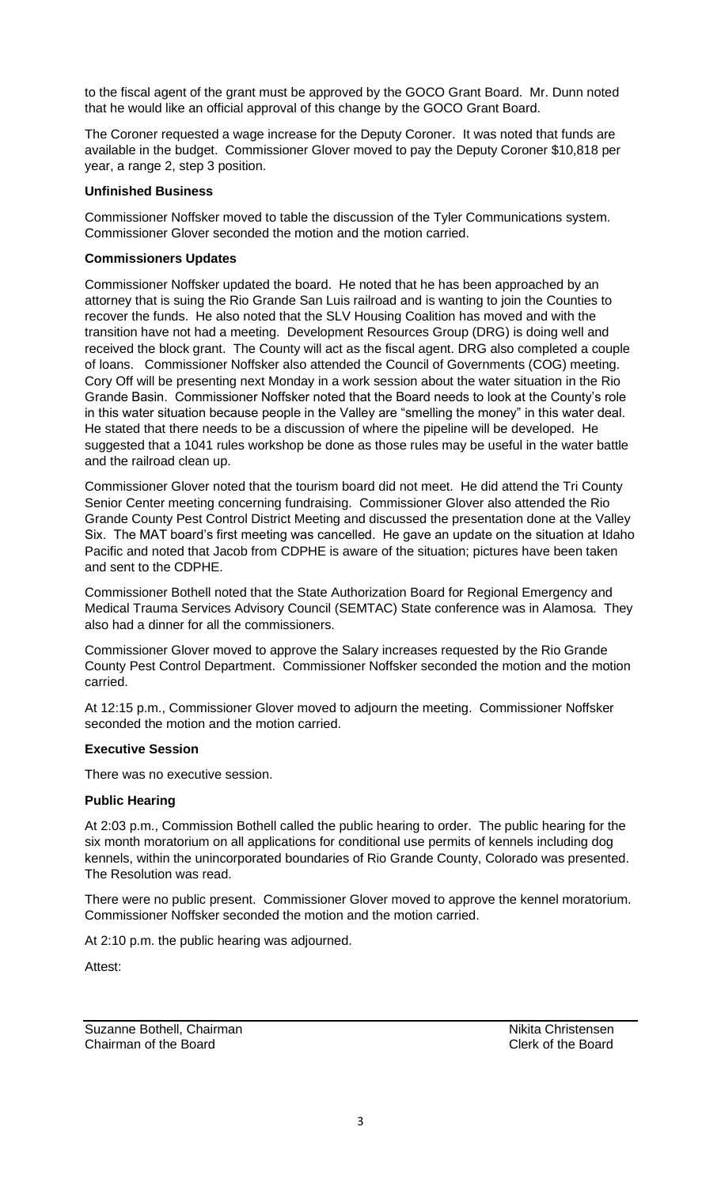to the fiscal agent of the grant must be approved by the GOCO Grant Board. Mr. Dunn noted that he would like an official approval of this change by the GOCO Grant Board.

The Coroner requested a wage increase for the Deputy Coroner. It was noted that funds are available in the budget. Commissioner Glover moved to pay the Deputy Coroner $10,818 per year, a range 2, step 3 position.

**Unfinished Business**

Commissioner Noffsker moved to table the discussion of the Tyler Communications system. Commissioner Glover seconded the motion and the motion carried.

**Commissioners Updates**

Commissioner Noffsker updated the board. He noted that he has been approached by an attorney that is suing the Rio Grande San Luis railroad and is wanting to join the Counties to recover the funds. He also noted that the SLV Housing Coalition has moved and with the transition have not had a meeting. Development Resources Group (DRG) is doing well and received the block grant. The County will act as the fiscal agent. DRG also completed a couple of loans. Commissioner Noffsker also attended the Council of Governments (COG) meeting. Cory Off will be presenting next Monday in a work session about the water situation in the Rio Grande Basin. Commissioner Noffsker noted that the Board needs to look at the County's role in this water situation because people in the Valley are "smelling the money" in this water deal. He stated that there needs to be a discussion of where the pipeline will be developed. He suggested that a 1041 rules workshop be done as those rules may be useful in the water battle and the railroad clean up.

Commissioner Glover noted that the tourism board did not meet. He did attend the Tri County Senior Center meeting concerning fundraising. Commissioner Glover also attended the Rio Grande County Pest Control District Meeting and discussed the presentation done at the Valley Six. The MAT board's first meeting was cancelled. He gave an update on the situation at Idaho Pacific and noted that Jacob from CDPHE is aware of the situation; pictures have been taken and sent to the CDPHE.

Commissioner Bothell noted that the State Authorization Board for Regional Emergency and Medical Trauma Services Advisory Council (SEMTAC) State conference was in Alamosa. They also had a dinner for all the commissioners.

Commissioner Glover moved to approve the Salary increases requested by the Rio Grande County Pest Control Department. Commissioner Noffsker seconded the motion and the motion carried.

At 12:15 p.m., Commissioner Glover moved to adjourn the meeting. Commissioner Noffsker seconded the motion and the motion carried.

**Executive Session**

There was no executive session.

**Public Hearing**

At 2:03 p.m., Commission Bothell called the public hearing to order. The public hearing for the six month moratorium on all applications for conditional use permits of kennels including dog kennels, within the unincorporated boundaries of Rio Grande County, Colorado was presented. The Resolution was read.

There were no public present. Commissioner Glover moved to approve the kennel moratorium. Commissioner Noffsker seconded the motion and the motion carried.

At 2:10 p.m. the public hearing was adjourned.

Attest:

Suzanne Bothell, Chairman
Chairman of the Board

Nikita Christensen
Clerk of the Board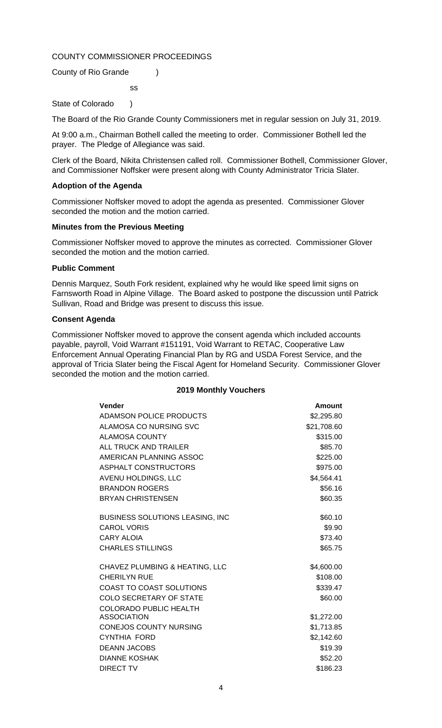COUNTY COMMISSIONER PROCEEDINGS

County of Rio Grande )

ss

State of Colorado )

The Board of the Rio Grande County Commissioners met in regular session on July 31, 2019.

At 9:00 a.m., Chairman Bothell called the meeting to order. Commissioner Bothell led the prayer. The Pledge of Allegiance was said.

Clerk of the Board, Nikita Christensen called roll. Commissioner Bothell, Commissioner Glover, and Commissioner Noffsker were present along with County Administrator Tricia Slater.

**Adoption of the Agenda**

Commissioner Noffsker moved to adopt the agenda as presented. Commissioner Glover seconded the motion and the motion carried.

**Minutes from the Previous Meeting**

Commissioner Noffsker moved to approve the minutes as corrected. Commissioner Glover seconded the motion and the motion carried.

**Public Comment**

Dennis Marquez, South Fork resident, explained why he would like speed limit signs on Farnsworth Road in Alpine Village. The Board asked to postpone the discussion until Patrick Sullivan, Road and Bridge was present to discuss this issue.

**Consent Agenda**

Commissioner Noffsker moved to approve the consent agenda which included accounts payable, payroll, Void Warrant #151191, Void Warrant to RETAC, Cooperative Law Enforcement Annual Operating Financial Plan by RG and USDA Forest Service, and the approval of Tricia Slater being the Fiscal Agent for Homeland Security. Commissioner Glover seconded the motion and the motion carried.

**2019 Monthly Vouchers**

| Vender | Amount |
|---|---|
| ADAMSON POLICE PRODUCTS | $2,295.80 |
| ALAMOSA CO NURSING SVC | $21,708.60 |
| ALAMOSA COUNTY | $315.00 |
| ALL TRUCK AND TRAILER | $85.70 |
| AMERICAN PLANNING ASSOC | $225.00 |
| ASPHALT CONSTRUCTORS | $975.00 |
| AVENU HOLDINGS, LLC | $4,564.41 |
| BRANDON ROGERS | $56.16 |
| BRYAN CHRISTENSEN | $60.35 |
| BUSINESS SOLUTIONS LEASING, INC | $60.10 |
| CAROL VORIS | $9.90 |
| CARY ALOIA | $73.40 |
| CHARLES STILLINGS | $65.75 |
| CHAVEZ PLUMBING & HEATING, LLC | $4,600.00 |
| CHERILYN RUE | $108.00 |
| COAST TO COAST SOLUTIONS | $339.47 |
| COLO SECRETARY OF STATE | $60.00 |
| COLORADO PUBLIC HEALTH ASSOCIATION | $1,272.00 |
| CONEJOS COUNTY NURSING | $1,713.85 |
| CYNTHIA FORD | $2,142.60 |
| DEANN JACOBS | $19.39 |
| DIANNE KOSHAK | $52.20 |
| DIRECT TV | $186.23 |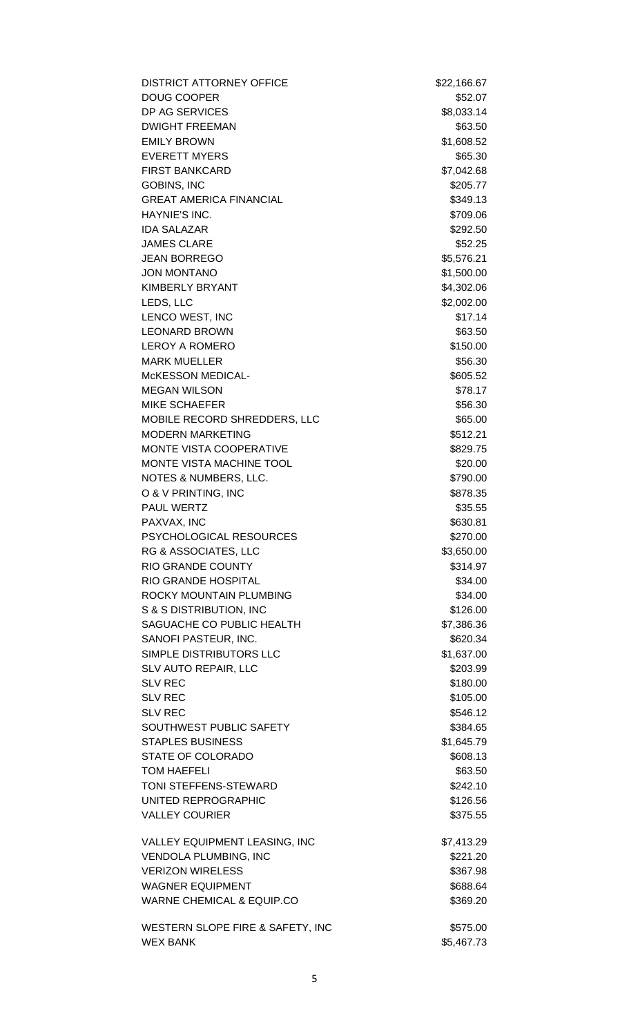| | |
|---|---|
| DISTRICT ATTORNEY OFFICE | $22,166.67 |
| DOUG COOPER | $52.07 |
| DP AG SERVICES | $8,033.14 |
| DWIGHT FREEMAN | $63.50 |
| EMILY BROWN | $1,608.52 |
| EVERETT MYERS | $65.30 |
| FIRST BANKCARD | $7,042.68 |
| GOBINS, INC | $205.77 |
| GREAT AMERICA FINANCIAL | $349.13 |
| HAYNIE'S INC. | $709.06 |
| IDA SALAZAR | $292.50 |
| JAMES CLARE | $52.25 |
| JEAN BORREGO | $5,576.21 |
| JON MONTANO | $1,500.00 |
| KIMBERLY BRYANT | $4,302.06 |
| LEDS, LLC | $2,002.00 |
| LENCO WEST, INC | $17.14 |
| LEONARD BROWN | $63.50 |
| LEROY A ROMERO | $150.00 |
| MARK MUELLER | $56.30 |
| McKESSON MEDICAL- | $605.52 |
| MEGAN WILSON | $78.17 |
| MIKE SCHAEFER | $56.30 |
| MOBILE RECORD SHREDDERS, LLC | $65.00 |
| MODERN MARKETING | $512.21 |
| MONTE VISTA COOPERATIVE | $829.75 |
| MONTE VISTA MACHINE TOOL | $20.00 |
| NOTES & NUMBERS, LLC. | $790.00 |
| O & V PRINTING, INC | $878.35 |
| PAUL WERTZ | $35.55 |
| PAXVAX, INC | $630.81 |
| PSYCHOLOGICAL RESOURCES | $270.00 |
| RG & ASSOCIATES, LLC | $3,650.00 |
| RIO GRANDE COUNTY | $314.97 |
| RIO GRANDE HOSPITAL | $34.00 |
| ROCKY MOUNTAIN PLUMBING | $34.00 |
| S & S DISTRIBUTION, INC | $126.00 |
| SAGUACHE CO PUBLIC HEALTH | $7,386.36 |
| SANOFI PASTEUR, INC. | $620.34 |
| SIMPLE DISTRIBUTORS LLC | $1,637.00 |
| SLV AUTO REPAIR, LLC | $203.99 |
| SLV REC | $180.00 |
| SLV REC | $105.00 |
| SLV REC | $546.12 |
| SOUTHWEST PUBLIC SAFETY | $384.65 |
| STAPLES BUSINESS | $1,645.79 |
| STATE OF COLORADO | $608.13 |
| TOM HAEFELI | $63.50 |
| TONI STEFFENS-STEWARD | $242.10 |
| UNITED REPROGRAPHIC | $126.56 |
| VALLEY COURIER | $375.55 |
| VALLEY EQUIPMENT LEASING, INC | $7,413.29 |
| VENDOLA PLUMBING, INC | $221.20 |
| VERIZON WIRELESS | $367.98 |
| WAGNER EQUIPMENT | $688.64 |
| WARNE CHEMICAL & EQUIP.CO | $369.20 |
| WESTERN SLOPE FIRE & SAFETY, INC | $575.00 |
| WEX BANK | $5,467.73 |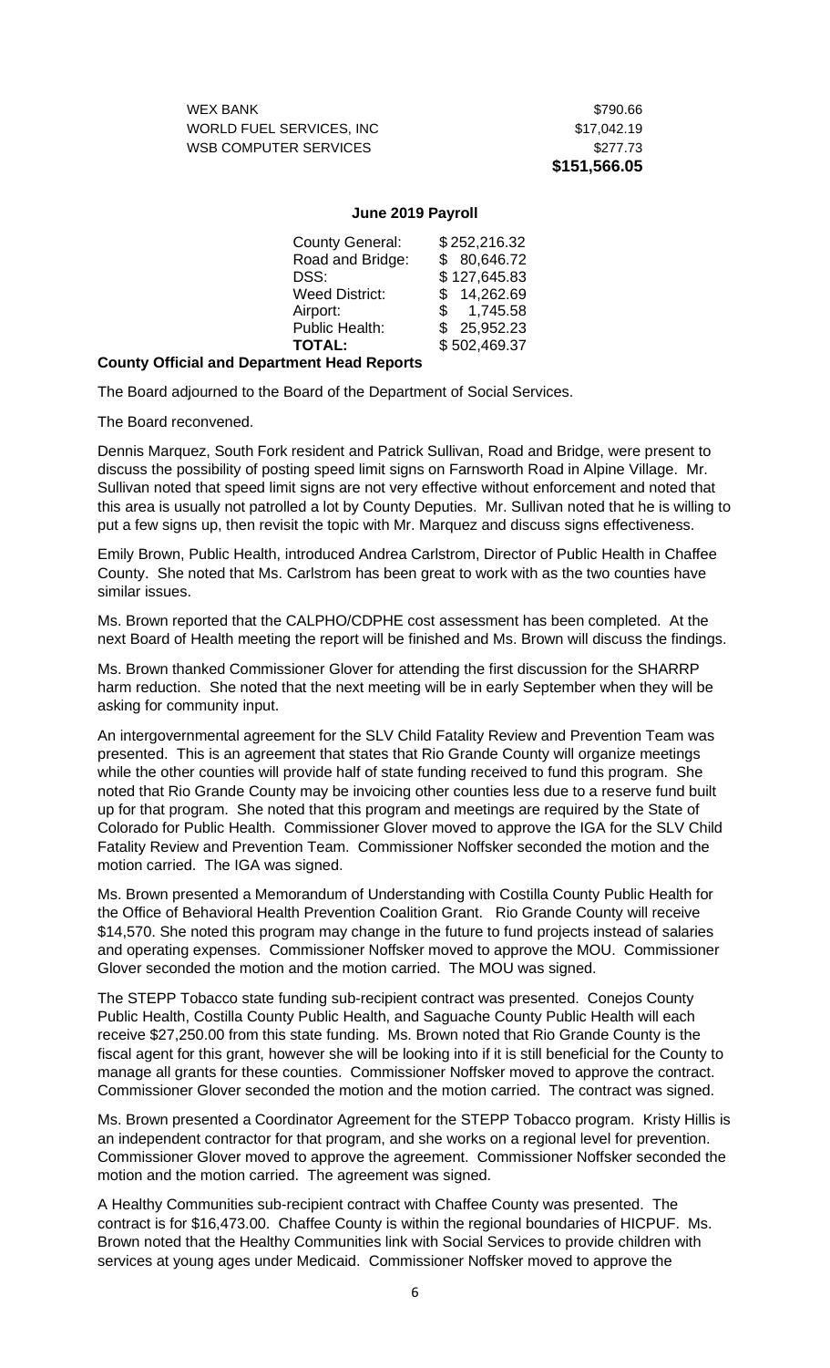| | |
|---|---|
| WEX BANK | $790.66 |
| WORLD FUEL SERVICES, INC | $17,042.19 |
| WSB COMPUTER SERVICES | $277.73 |
| | **$151,566.05** |

**June 2019 Payroll**

| | |
|---|---|
| County General: | $ 252,216.32 |
| Road and Bridge: | $ 80,646.72 |
| DSS: | $ 127,645.83 |
| Weed District: | $ 14,262.69 |
| Airport: | $ 1,745.58 |
| Public Health: | $ 25,952.23 |
| **TOTAL:** | $ 502,469.37 |

**County Official and Department Head Reports**

The Board adjourned to the Board of the Department of Social Services.

The Board reconvened.

Dennis Marquez, South Fork resident and Patrick Sullivan, Road and Bridge, were present to discuss the possibility of posting speed limit signs on Farnsworth Road in Alpine Village. Mr. Sullivan noted that speed limit signs are not very effective without enforcement and noted that this area is usually not patrolled a lot by County Deputies. Mr. Sullivan noted that he is willing to put a few signs up, then revisit the topic with Mr. Marquez and discuss signs effectiveness.

Emily Brown, Public Health, introduced Andrea Carlstrom, Director of Public Health in Chaffee County. She noted that Ms. Carlstrom has been great to work with as the two counties have similar issues.

Ms. Brown reported that the CALPHO/CDPHE cost assessment has been completed. At the next Board of Health meeting the report will be finished and Ms. Brown will discuss the findings.

Ms. Brown thanked Commissioner Glover for attending the first discussion for the SHARRP harm reduction. She noted that the next meeting will be in early September when they will be asking for community input.

An intergovernmental agreement for the SLV Child Fatality Review and Prevention Team was presented. This is an agreement that states that Rio Grande County will organize meetings while the other counties will provide half of state funding received to fund this program. She noted that Rio Grande County may be invoicing other counties less due to a reserve fund built up for that program. She noted that this program and meetings are required by the State of Colorado for Public Health. Commissioner Glover moved to approve the IGA for the SLV Child Fatality Review and Prevention Team. Commissioner Noffsker seconded the motion and the motion carried. The IGA was signed.

Ms. Brown presented a Memorandum of Understanding with Costilla County Public Health for the Office of Behavioral Health Prevention Coalition Grant. Rio Grande County will receive $14,570. She noted this program may change in the future to fund projects instead of salaries and operating expenses. Commissioner Noffsker moved to approve the MOU. Commissioner Glover seconded the motion and the motion carried. The MOU was signed.

The STEPP Tobacco state funding sub-recipient contract was presented. Conejos County Public Health, Costilla County Public Health, and Saguache County Public Health will each receive $27,250.00 from this state funding. Ms. Brown noted that Rio Grande County is the fiscal agent for this grant, however she will be looking into if it is still beneficial for the County to manage all grants for these counties. Commissioner Noffsker moved to approve the contract. Commissioner Glover seconded the motion and the motion carried. The contract was signed.

Ms. Brown presented a Coordinator Agreement for the STEPP Tobacco program. Kristy Hillis is an independent contractor for that program, and she works on a regional level for prevention. Commissioner Glover moved to approve the agreement. Commissioner Noffsker seconded the motion and the motion carried. The agreement was signed.

A Healthy Communities sub-recipient contract with Chaffee County was presented. The contract is for $16,473.00. Chaffee County is within the regional boundaries of HICPUF. Ms. Brown noted that the Healthy Communities link with Social Services to provide children with services at young ages under Medicaid. Commissioner Noffsker moved to approve the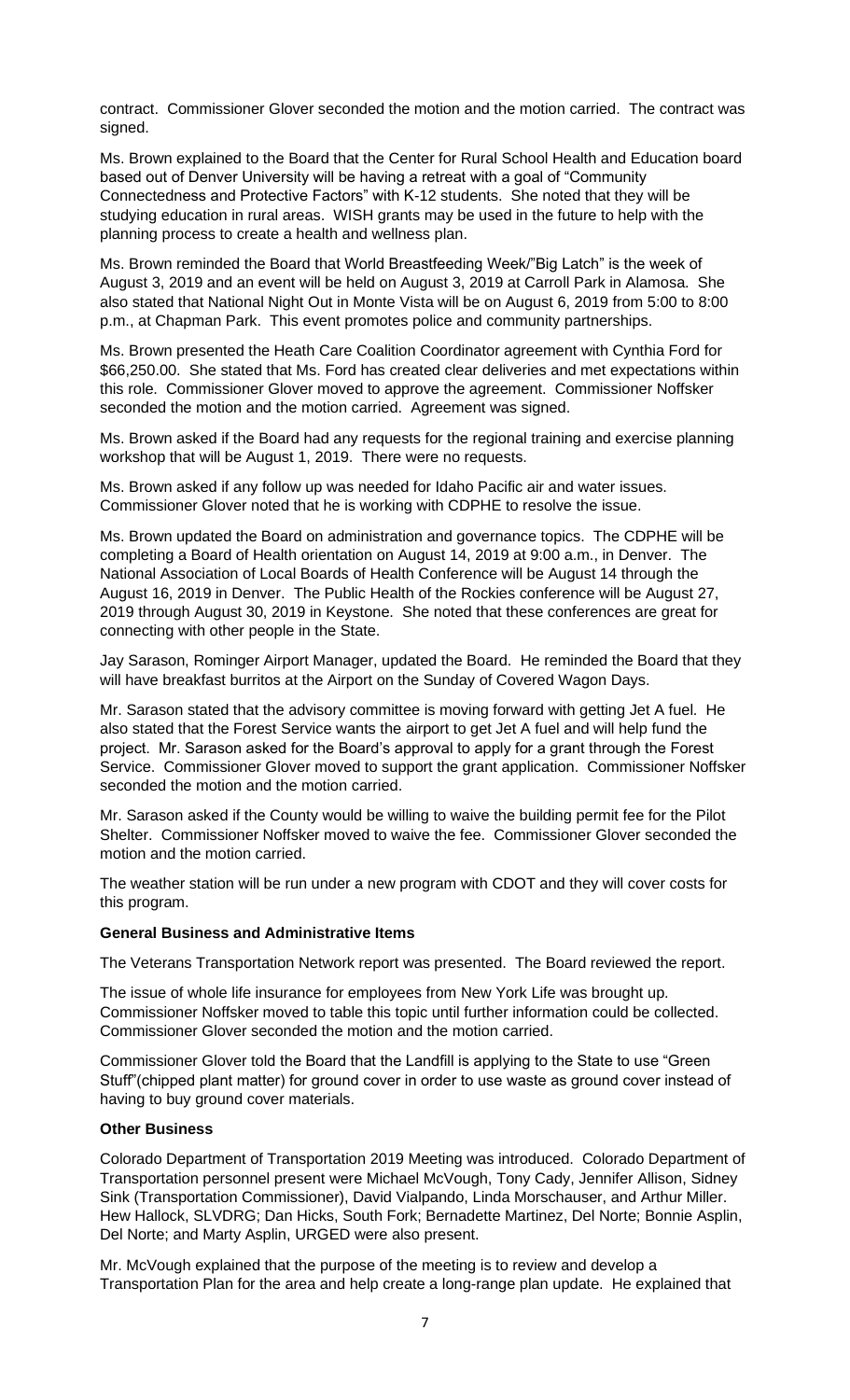contract. Commissioner Glover seconded the motion and the motion carried. The contract was signed.

Ms. Brown explained to the Board that the Center for Rural School Health and Education board based out of Denver University will be having a retreat with a goal of "Community Connectedness and Protective Factors" with K-12 students. She noted that they will be studying education in rural areas. WISH grants may be used in the future to help with the planning process to create a health and wellness plan.

Ms. Brown reminded the Board that World Breastfeeding Week/"Big Latch" is the week of August 3, 2019 and an event will be held on August 3, 2019 at Carroll Park in Alamosa. She also stated that National Night Out in Monte Vista will be on August 6, 2019 from 5:00 to 8:00 p.m., at Chapman Park. This event promotes police and community partnerships.

Ms. Brown presented the Heath Care Coalition Coordinator agreement with Cynthia Ford for $66,250.00. She stated that Ms. Ford has created clear deliveries and met expectations within this role. Commissioner Glover moved to approve the agreement. Commissioner Noffsker seconded the motion and the motion carried. Agreement was signed.

Ms. Brown asked if the Board had any requests for the regional training and exercise planning workshop that will be August 1, 2019. There were no requests.

Ms. Brown asked if any follow up was needed for Idaho Pacific air and water issues. Commissioner Glover noted that he is working with CDPHE to resolve the issue.

Ms. Brown updated the Board on administration and governance topics. The CDPHE will be completing a Board of Health orientation on August 14, 2019 at 9:00 a.m., in Denver. The National Association of Local Boards of Health Conference will be August 14 through the August 16, 2019 in Denver. The Public Health of the Rockies conference will be August 27, 2019 through August 30, 2019 in Keystone. She noted that these conferences are great for connecting with other people in the State.

Jay Sarason, Rominger Airport Manager, updated the Board. He reminded the Board that they will have breakfast burritos at the Airport on the Sunday of Covered Wagon Days.

Mr. Sarason stated that the advisory committee is moving forward with getting Jet A fuel. He also stated that the Forest Service wants the airport to get Jet A fuel and will help fund the project. Mr. Sarason asked for the Board's approval to apply for a grant through the Forest Service. Commissioner Glover moved to support the grant application. Commissioner Noffsker seconded the motion and the motion carried.

Mr. Sarason asked if the County would be willing to waive the building permit fee for the Pilot Shelter. Commissioner Noffsker moved to waive the fee. Commissioner Glover seconded the motion and the motion carried.

The weather station will be run under a new program with CDOT and they will cover costs for this program.

**General Business and Administrative Items**

The Veterans Transportation Network report was presented. The Board reviewed the report.

The issue of whole life insurance for employees from New York Life was brought up. Commissioner Noffsker moved to table this topic until further information could be collected. Commissioner Glover seconded the motion and the motion carried.

Commissioner Glover told the Board that the Landfill is applying to the State to use "Green Stuff"(chipped plant matter) for ground cover in order to use waste as ground cover instead of having to buy ground cover materials.

**Other Business**

Colorado Department of Transportation 2019 Meeting was introduced. Colorado Department of Transportation personnel present were Michael McVough, Tony Cady, Jennifer Allison, Sidney Sink (Transportation Commissioner), David Vialpando, Linda Morschauser, and Arthur Miller. Hew Hallock, SLVDRG; Dan Hicks, South Fork; Bernadette Martinez, Del Norte; Bonnie Asplin, Del Norte; and Marty Asplin, URGED were also present.

Mr. McVough explained that the purpose of the meeting is to review and develop a Transportation Plan for the area and help create a long-range plan update. He explained that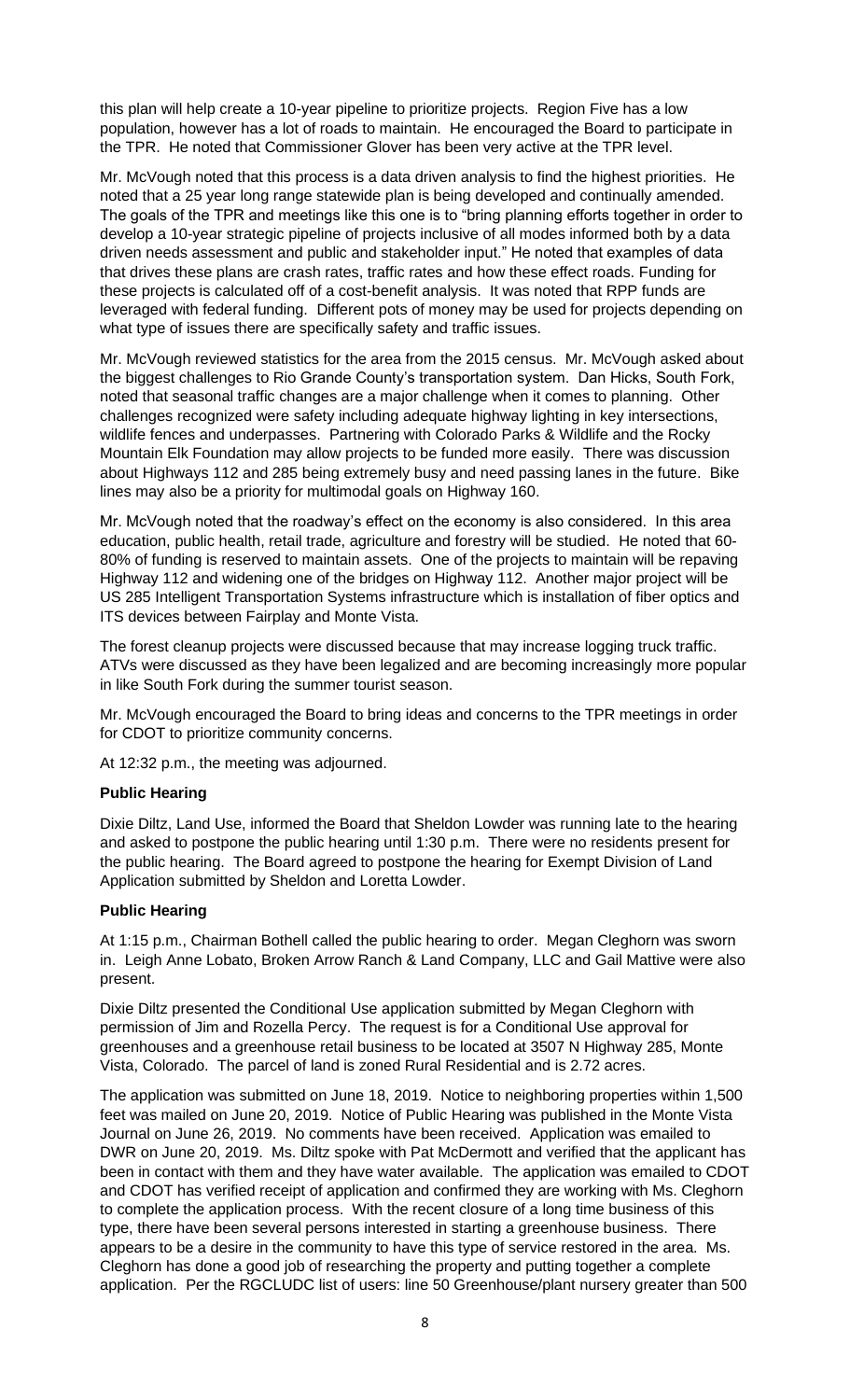this plan will help create a 10-year pipeline to prioritize projects. Region Five has a low population, however has a lot of roads to maintain. He encouraged the Board to participate in the TPR. He noted that Commissioner Glover has been very active at the TPR level.

Mr. McVough noted that this process is a data driven analysis to find the highest priorities. He noted that a 25 year long range statewide plan is being developed and continually amended. The goals of the TPR and meetings like this one is to "bring planning efforts together in order to develop a 10-year strategic pipeline of projects inclusive of all modes informed both by a data driven needs assessment and public and stakeholder input." He noted that examples of data that drives these plans are crash rates, traffic rates and how these effect roads. Funding for these projects is calculated off of a cost-benefit analysis. It was noted that RPP funds are leveraged with federal funding. Different pots of money may be used for projects depending on what type of issues there are specifically safety and traffic issues.

Mr. McVough reviewed statistics for the area from the 2015 census. Mr. McVough asked about the biggest challenges to Rio Grande County's transportation system. Dan Hicks, South Fork, noted that seasonal traffic changes are a major challenge when it comes to planning. Other challenges recognized were safety including adequate highway lighting in key intersections, wildlife fences and underpasses. Partnering with Colorado Parks & Wildlife and the Rocky Mountain Elk Foundation may allow projects to be funded more easily. There was discussion about Highways 112 and 285 being extremely busy and need passing lanes in the future. Bike lines may also be a priority for multimodal goals on Highway 160.

Mr. McVough noted that the roadway's effect on the economy is also considered. In this area education, public health, retail trade, agriculture and forestry will be studied. He noted that 60-80% of funding is reserved to maintain assets. One of the projects to maintain will be repaving Highway 112 and widening one of the bridges on Highway 112. Another major project will be US 285 Intelligent Transportation Systems infrastructure which is installation of fiber optics and ITS devices between Fairplay and Monte Vista.

The forest cleanup projects were discussed because that may increase logging truck traffic. ATVs were discussed as they have been legalized and are becoming increasingly more popular in like South Fork during the summer tourist season.

Mr. McVough encouraged the Board to bring ideas and concerns to the TPR meetings in order for CDOT to prioritize community concerns.

At 12:32 p.m., the meeting was adjourned.

**Public Hearing**

Dixie Diltz, Land Use, informed the Board that Sheldon Lowder was running late to the hearing and asked to postpone the public hearing until 1:30 p.m. There were no residents present for the public hearing. The Board agreed to postpone the hearing for Exempt Division of Land Application submitted by Sheldon and Loretta Lowder.

**Public Hearing**

At 1:15 p.m., Chairman Bothell called the public hearing to order. Megan Cleghorn was sworn in. Leigh Anne Lobato, Broken Arrow Ranch & Land Company, LLC and Gail Mattive were also present.

Dixie Diltz presented the Conditional Use application submitted by Megan Cleghorn with permission of Jim and Rozella Percy. The request is for a Conditional Use approval for greenhouses and a greenhouse retail business to be located at 3507 N Highway 285, Monte Vista, Colorado. The parcel of land is zoned Rural Residential and is 2.72 acres.

The application was submitted on June 18, 2019. Notice to neighboring properties within 1,500 feet was mailed on June 20, 2019. Notice of Public Hearing was published in the Monte Vista Journal on June 26, 2019. No comments have been received. Application was emailed to DWR on June 20, 2019. Ms. Diltz spoke with Pat McDermott and verified that the applicant has been in contact with them and they have water available. The application was emailed to CDOT and CDOT has verified receipt of application and confirmed they are working with Ms. Cleghorn to complete the application process. With the recent closure of a long time business of this type, there have been several persons interested in starting a greenhouse business. There appears to be a desire in the community to have this type of service restored in the area. Ms. Cleghorn has done a good job of researching the property and putting together a complete application. Per the RGCLUDC list of users: line 50 Greenhouse/plant nursery greater than 500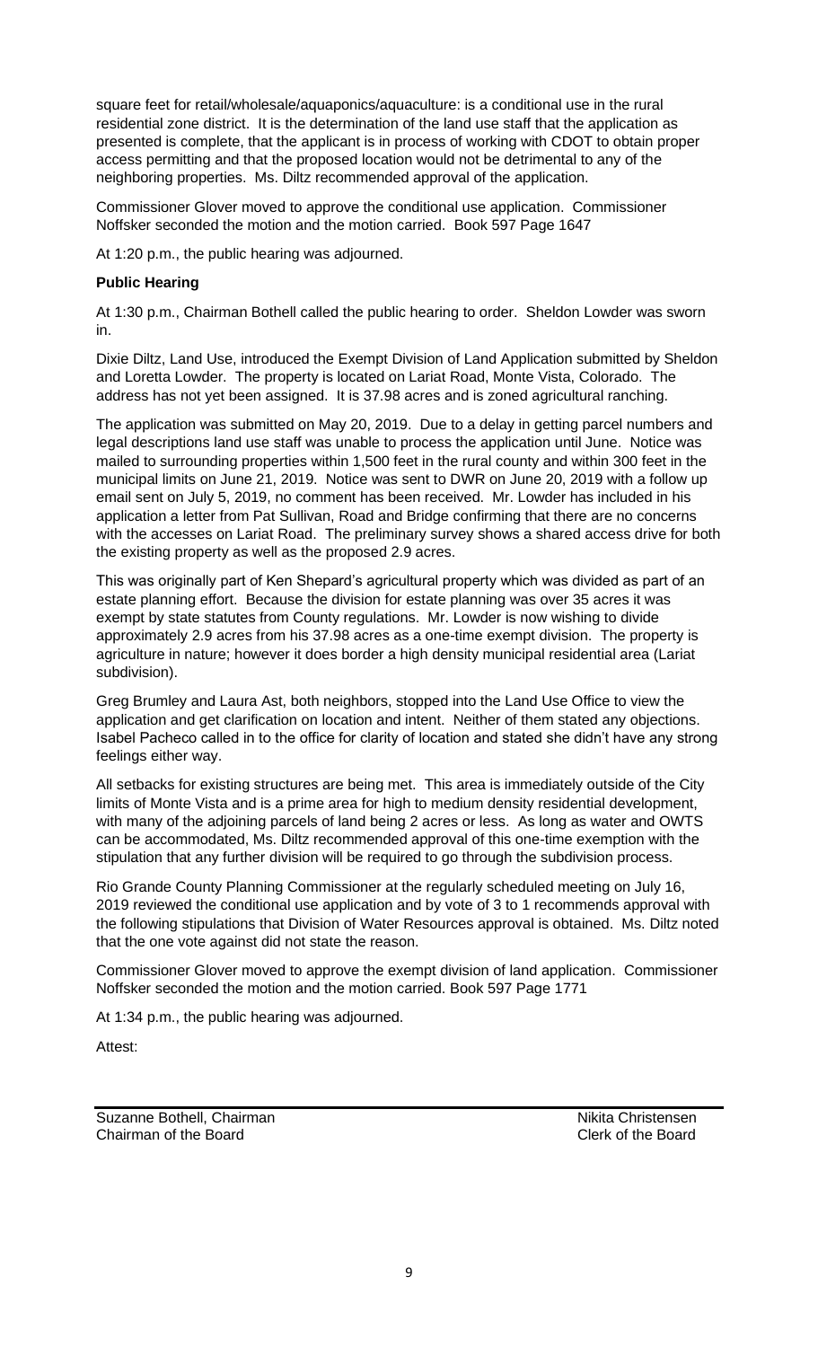square feet for retail/wholesale/aquaponics/aquaculture: is a conditional use in the rural residential zone district. It is the determination of the land use staff that the application as presented is complete, that the applicant is in process of working with CDOT to obtain proper access permitting and that the proposed location would not be detrimental to any of the neighboring properties. Ms. Diltz recommended approval of the application.

Commissioner Glover moved to approve the conditional use application. Commissioner Noffsker seconded the motion and the motion carried. Book 597 Page 1647

At 1:20 p.m., the public hearing was adjourned.

**Public Hearing**

At 1:30 p.m., Chairman Bothell called the public hearing to order. Sheldon Lowder was sworn in.

Dixie Diltz, Land Use, introduced the Exempt Division of Land Application submitted by Sheldon and Loretta Lowder. The property is located on Lariat Road, Monte Vista, Colorado. The address has not yet been assigned. It is 37.98 acres and is zoned agricultural ranching.

The application was submitted on May 20, 2019. Due to a delay in getting parcel numbers and legal descriptions land use staff was unable to process the application until June. Notice was mailed to surrounding properties within 1,500 feet in the rural county and within 300 feet in the municipal limits on June 21, 2019. Notice was sent to DWR on June 20, 2019 with a follow up email sent on July 5, 2019, no comment has been received. Mr. Lowder has included in his application a letter from Pat Sullivan, Road and Bridge confirming that there are no concerns with the accesses on Lariat Road. The preliminary survey shows a shared access drive for both the existing property as well as the proposed 2.9 acres.

This was originally part of Ken Shepard's agricultural property which was divided as part of an estate planning effort. Because the division for estate planning was over 35 acres it was exempt by state statutes from County regulations. Mr. Lowder is now wishing to divide approximately 2.9 acres from his 37.98 acres as a one-time exempt division. The property is agriculture in nature; however it does border a high density municipal residential area (Lariat subdivision).

Greg Brumley and Laura Ast, both neighbors, stopped into the Land Use Office to view the application and get clarification on location and intent. Neither of them stated any objections. Isabel Pacheco called in to the office for clarity of location and stated she didn't have any strong feelings either way.

All setbacks for existing structures are being met. This area is immediately outside of the City limits of Monte Vista and is a prime area for high to medium density residential development, with many of the adjoining parcels of land being 2 acres or less. As long as water and OWTS can be accommodated, Ms. Diltz recommended approval of this one-time exemption with the stipulation that any further division will be required to go through the subdivision process.

Rio Grande County Planning Commissioner at the regularly scheduled meeting on July 16, 2019 reviewed the conditional use application and by vote of 3 to 1 recommends approval with the following stipulations that Division of Water Resources approval is obtained. Ms. Diltz noted that the one vote against did not state the reason.

Commissioner Glover moved to approve the exempt division of land application. Commissioner Noffsker seconded the motion and the motion carried. Book 597 Page 1771

At 1:34 p.m., the public hearing was adjourned.

Attest:

Suzanne Bothell, Chairman
Chairman of the Board

Nikita Christensen
Clerk of the Board